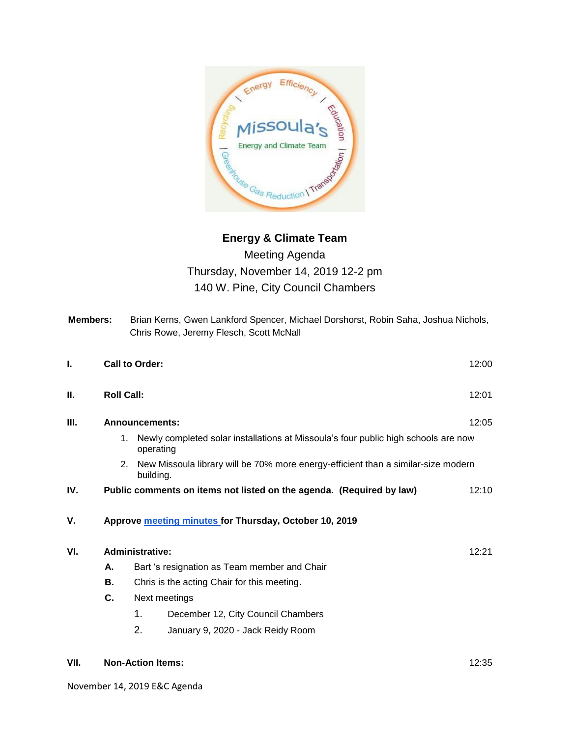# Energy & Climate Team

Meeting Agenda

Thursday, November 14, 2019 12-2 pm

140 W. Pine, City Council Chambers

**Members:** Brian Kerns, Gwen Lankford Spencer, Michael Dorshorst, Robin Saha, Joshua Nichols, Chris Rowe, Jeremy Flesch, Scott McNall

**I. Call to Order:** 12:00

**II. Roll Call:** 12:01

**III. Announcements:** 12:05

1. Newly completed solar installations at Missoula's four public high schools are now operating
2. New Missoula library will be 70% more energy-efficient than a similar-size modern building.

**IV. Public comments on items not listed on the agenda. (Required by law)** 12:10

**V. Approve meeting minutes for Thursday, October 10, 2019**

**VI. Administrative:** 12:21

- **A.** Bart 's resignation as Team member and Chair
- **B.** Chris is the acting Chair for this meeting.
- **C.** Next meetings
  1. December 12, City Council Chambers
  2. January 9, 2020 - Jack Reidy Room

**VII. Non-Action Items:** 12:35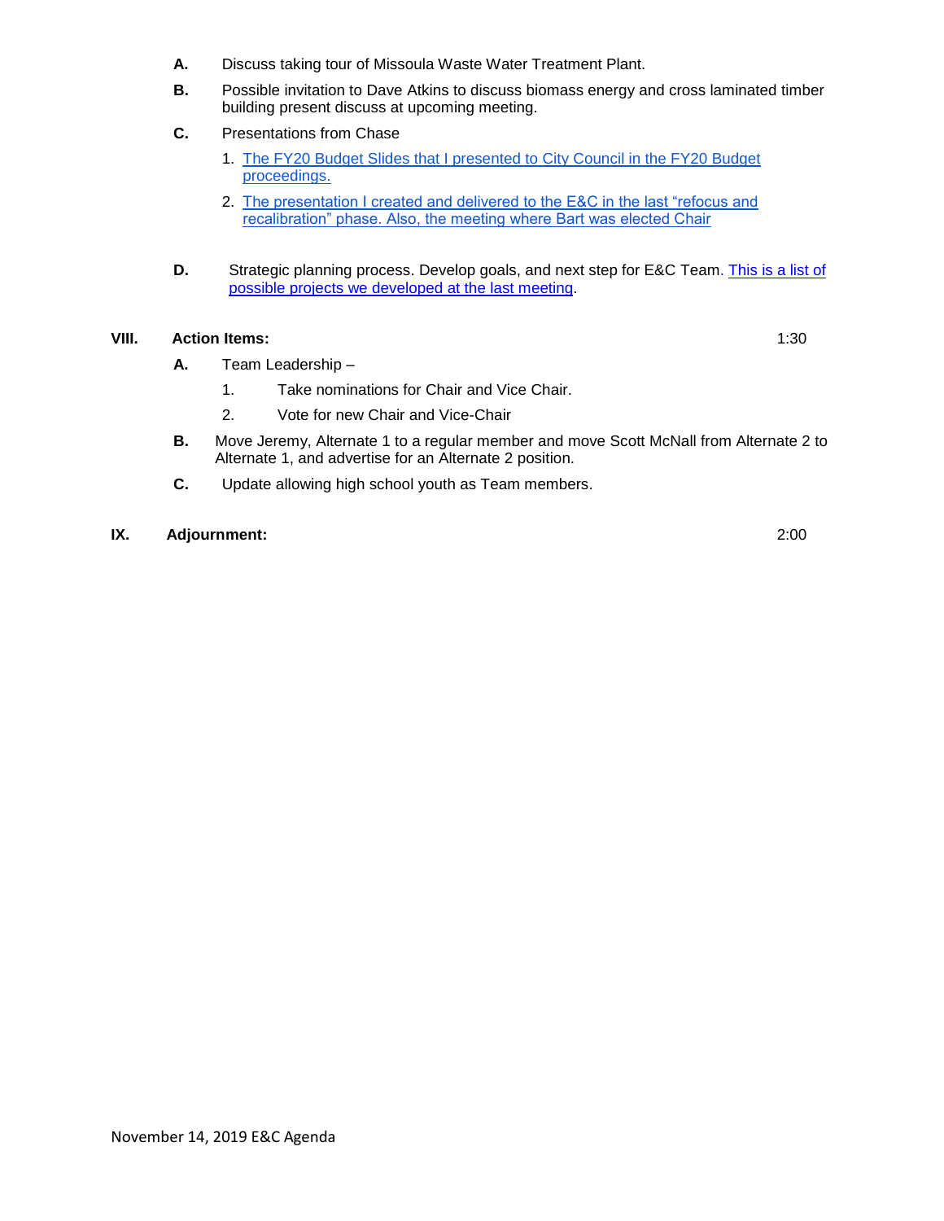**A.** Discuss taking tour of Missoula Waste Water Treatment Plant.

**B.** Possible invitation to Dave Atkins to discuss biomass energy and cross laminated timber building present discuss at upcoming meeting.

**C.** Presentations from Chase

1. The FY20 Budget Slides that I presented to City Council in the FY20 Budget proceedings.
2. The presentation I created and delivered to the E&C in the last "refocus and recalibration" phase. Also, the meeting where Bart was elected Chair

**D.** Strategic planning process. Develop goals, and next step for E&C Team. This is a list of possible projects we developed at the last meeting.

## VIII. Action Items: 1:30

**A.** Team Leadership –

1. Take nominations for Chair and Vice Chair.
2. Vote for new Chair and Vice-Chair

**B.** Move Jeremy, Alternate 1 to a regular member and move Scott McNall from Alternate 2 to Alternate 1, and advertise for an Alternate 2 position.

**C.** Update allowing high school youth as Team members.

## IX. Adjournment: 2:00